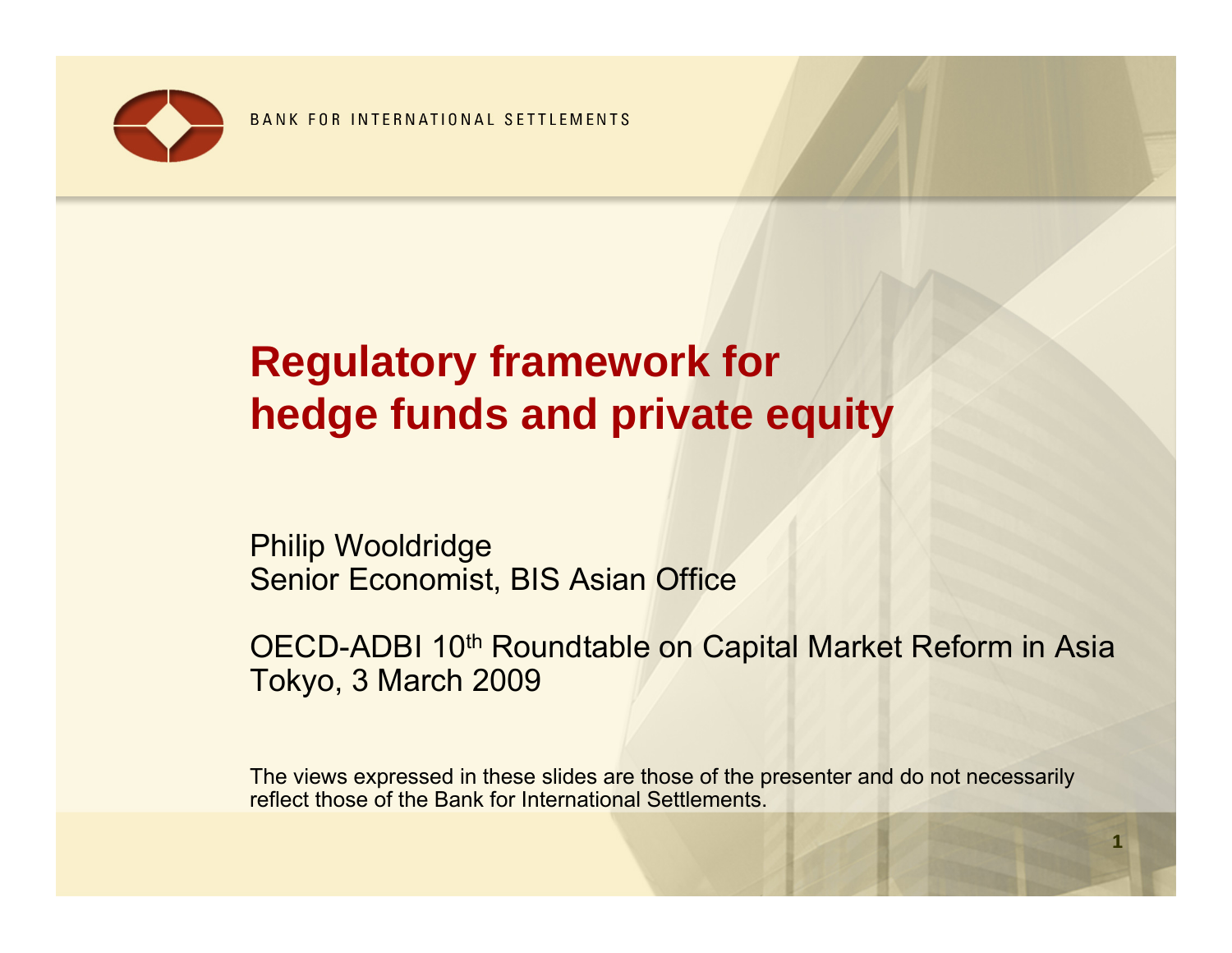BANK FOR INTERNATIONAL SETTLEMENTS

# Regulatory framework for hedge funds and private equity

Philip Wooldridge
Senior Economist, BIS Asian Office

OECD-ADBI 10th Roundtable on Capital Market Reform in Asia
Tokyo, 3 March 2009

The views expressed in these slides are those of the presenter and do not necessarily reflect those of the Bank for International Settlements.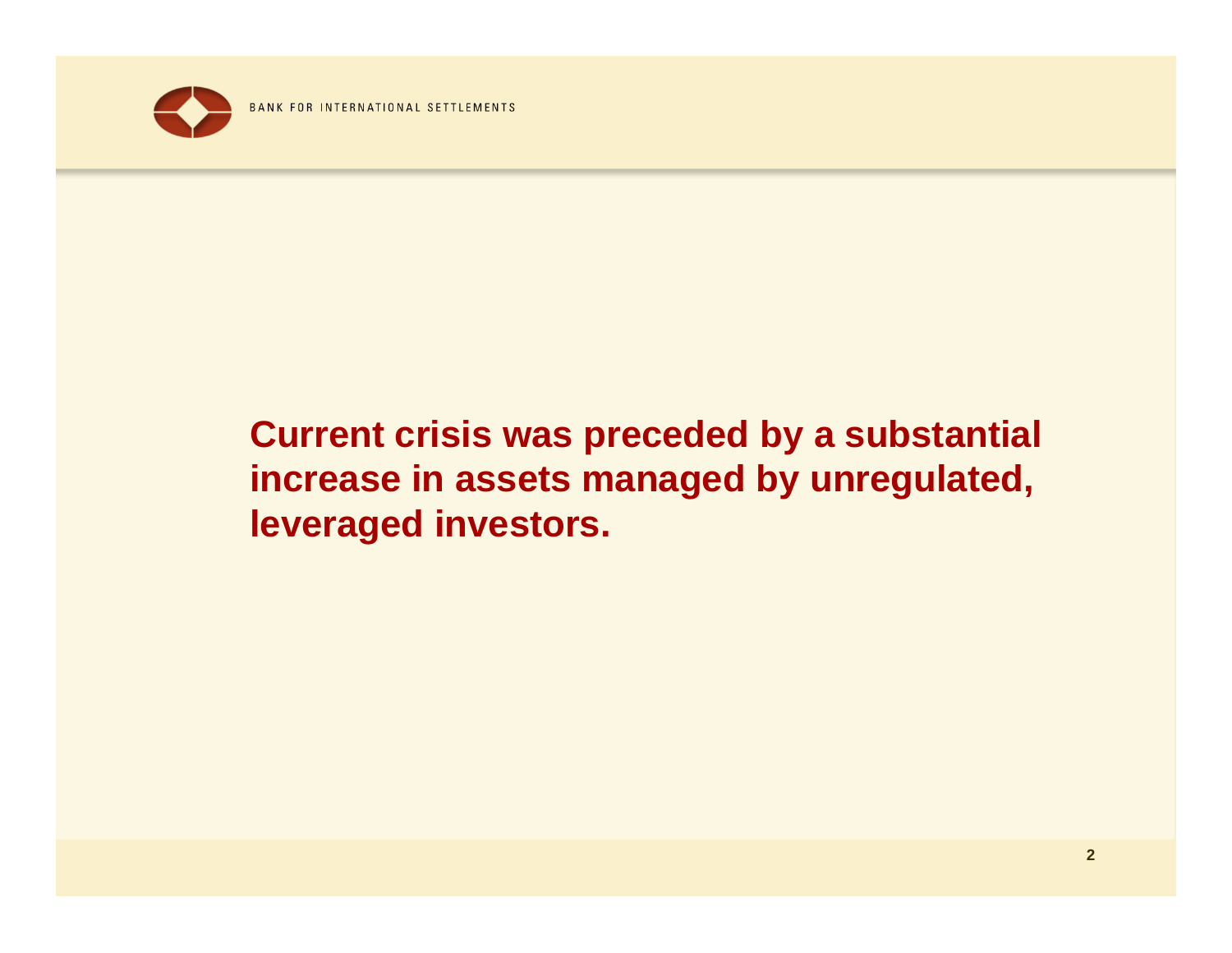## Current crisis was preceded by a substantial increase in assets managed by unregulated, leveraged investors.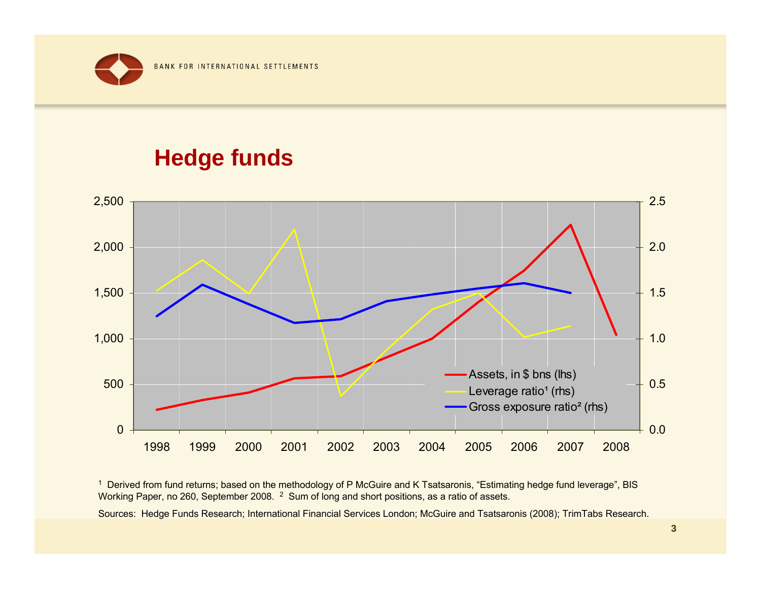## Hedge funds

1 Derived from fund returns; based on the methodology of P McGuire and K Tsatsaronis, "Estimating hedge fund leverage", BIS Working Paper, no 260, September 2008. 2 Sum of long and short positions, as a ratio of assets.

Sources: Hedge Funds Research; International Financial Services London; McGuire and Tsatsaronis (2008); TrimTabs Research.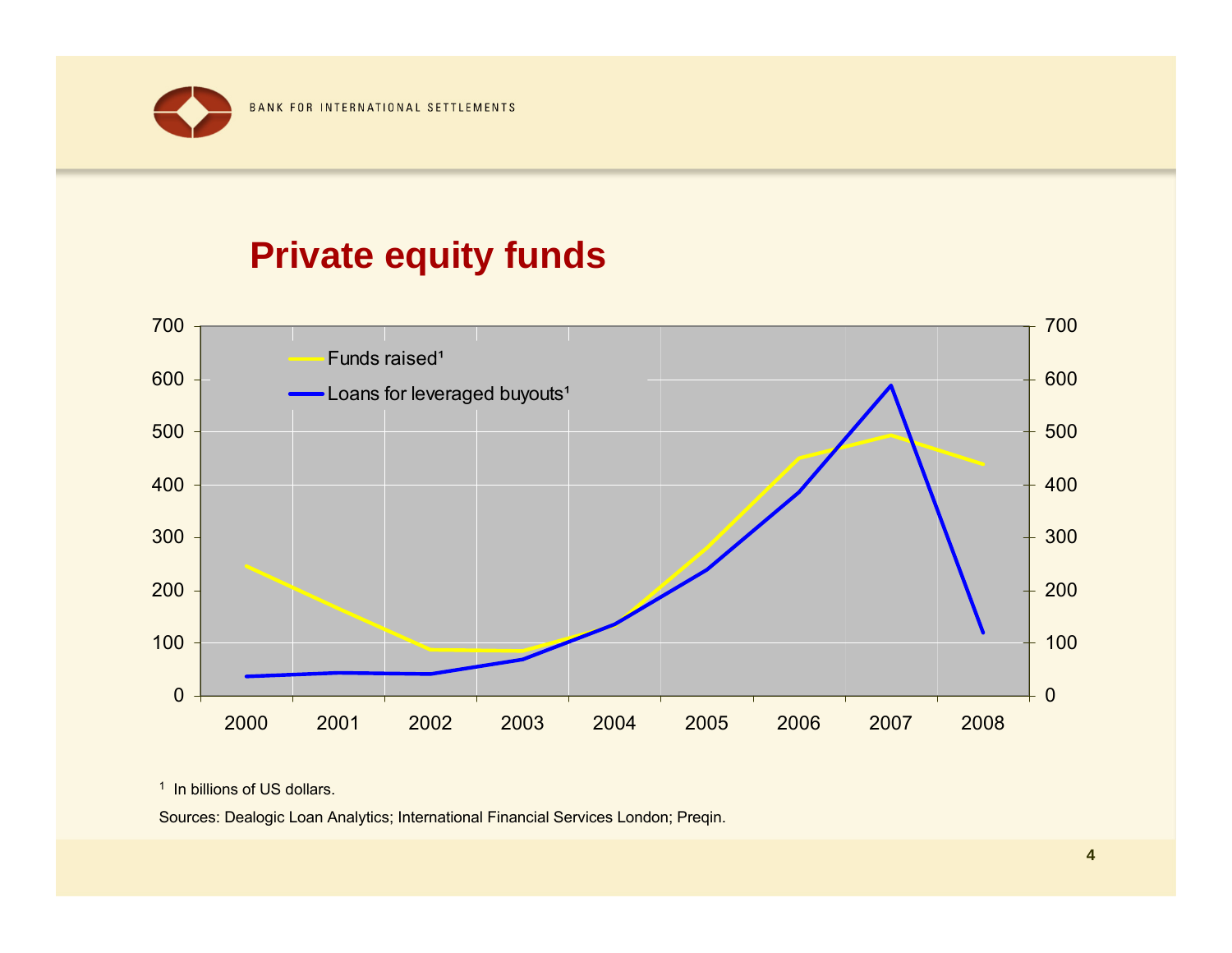# Private equity funds

Funds raised[1]

Loans for leveraged buyouts[1]

[1] In billions of US dollars.

Sources: Dealogic Loan Analytics; International Financial Services London; Preqin.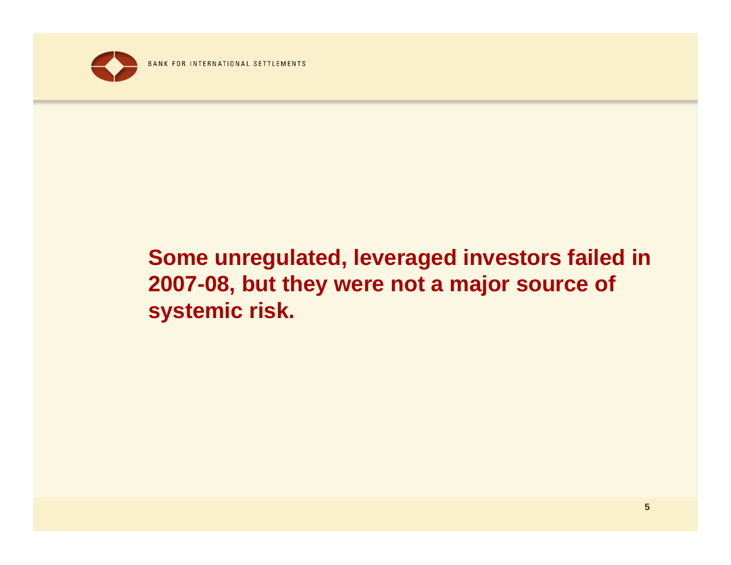**Some unregulated, leveraged investors failed in 2007-08, but they were not a major source of systemic risk.**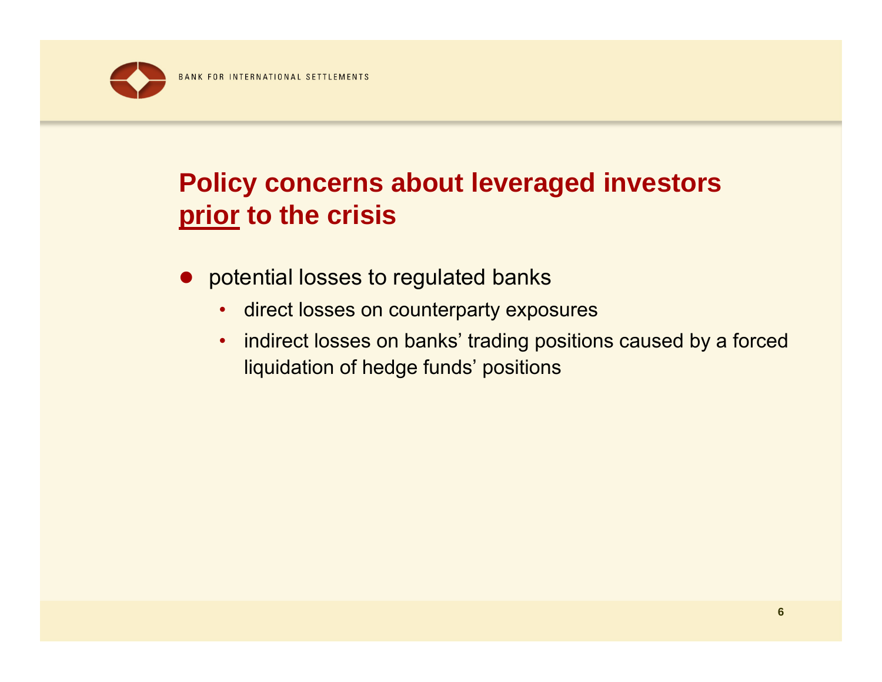# Policy concerns about leveraged investors <u>prior</u> to the crisis

- potential losses to regulated banks
  - direct losses on counterparty exposures
  - indirect losses on banks' trading positions caused by a forced liquidation of hedge funds' positions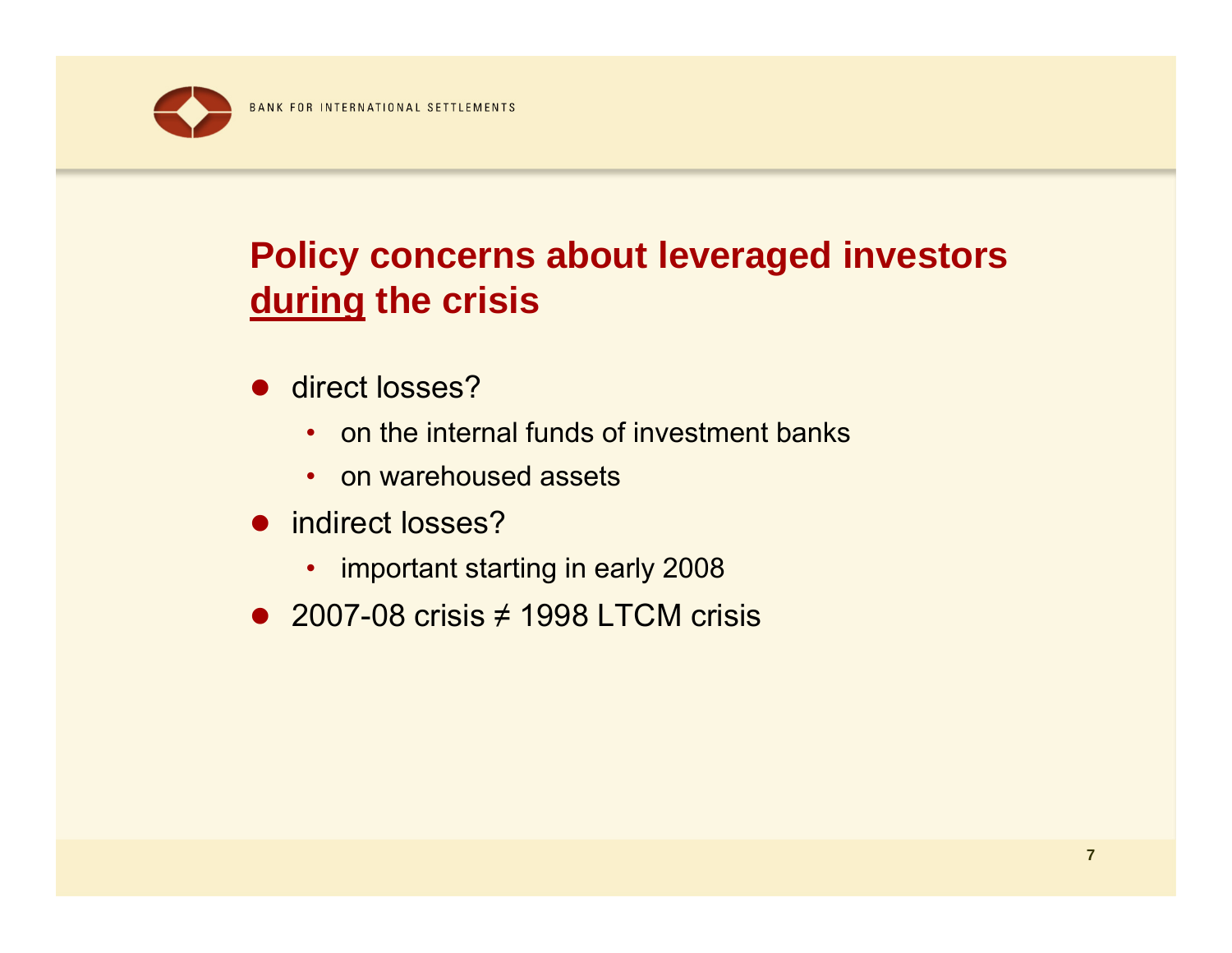## Policy concerns about leveraged investors <u>during</u> the crisis

- direct losses?
  - on the internal funds of investment banks
  - on warehoused assets
- indirect losses?
  - important starting in early 2008
- 2007-08 crisis ≠ 1998 LTCM crisis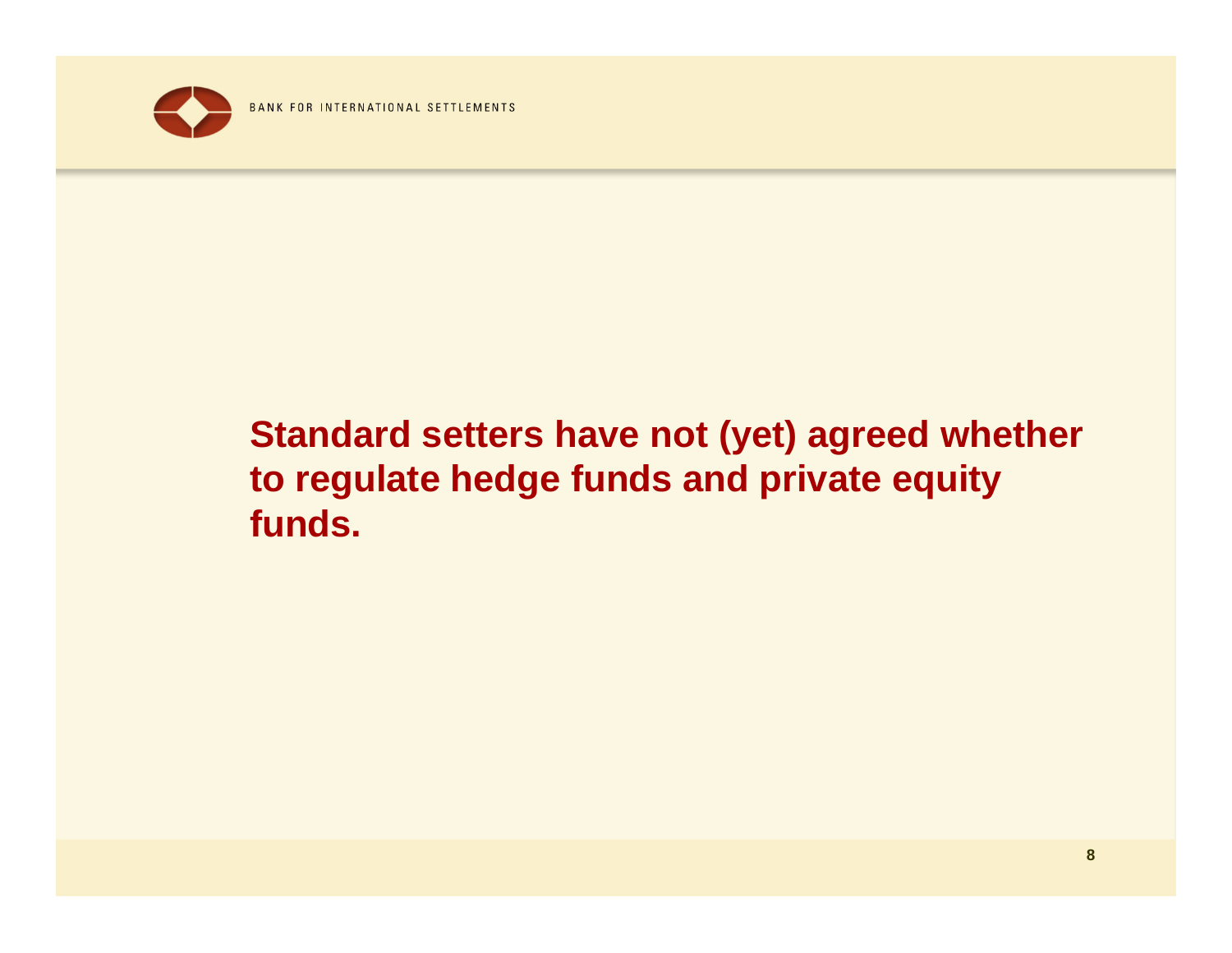**Standard setters have not (yet) agreed whether to regulate hedge funds and private equity funds.**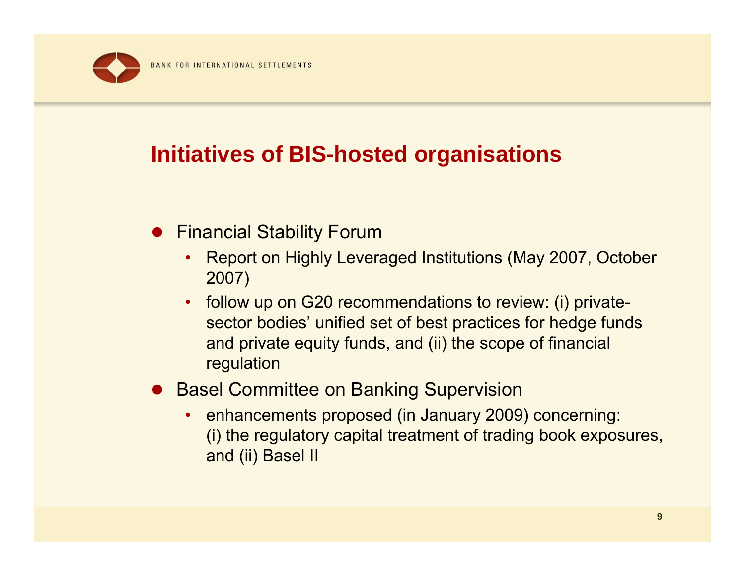# Initiatives of BIS-hosted organisations

- Financial Stability Forum
  - Report on Highly Leveraged Institutions (May 2007, October 2007)
  - follow up on G20 recommendations to review: (i) private-sector bodies' unified set of best practices for hedge funds and private equity funds, and (ii) the scope of financial regulation
- Basel Committee on Banking Supervision
  - enhancements proposed (in January 2009) concerning: (i) the regulatory capital treatment of trading book exposures, and (ii) Basel II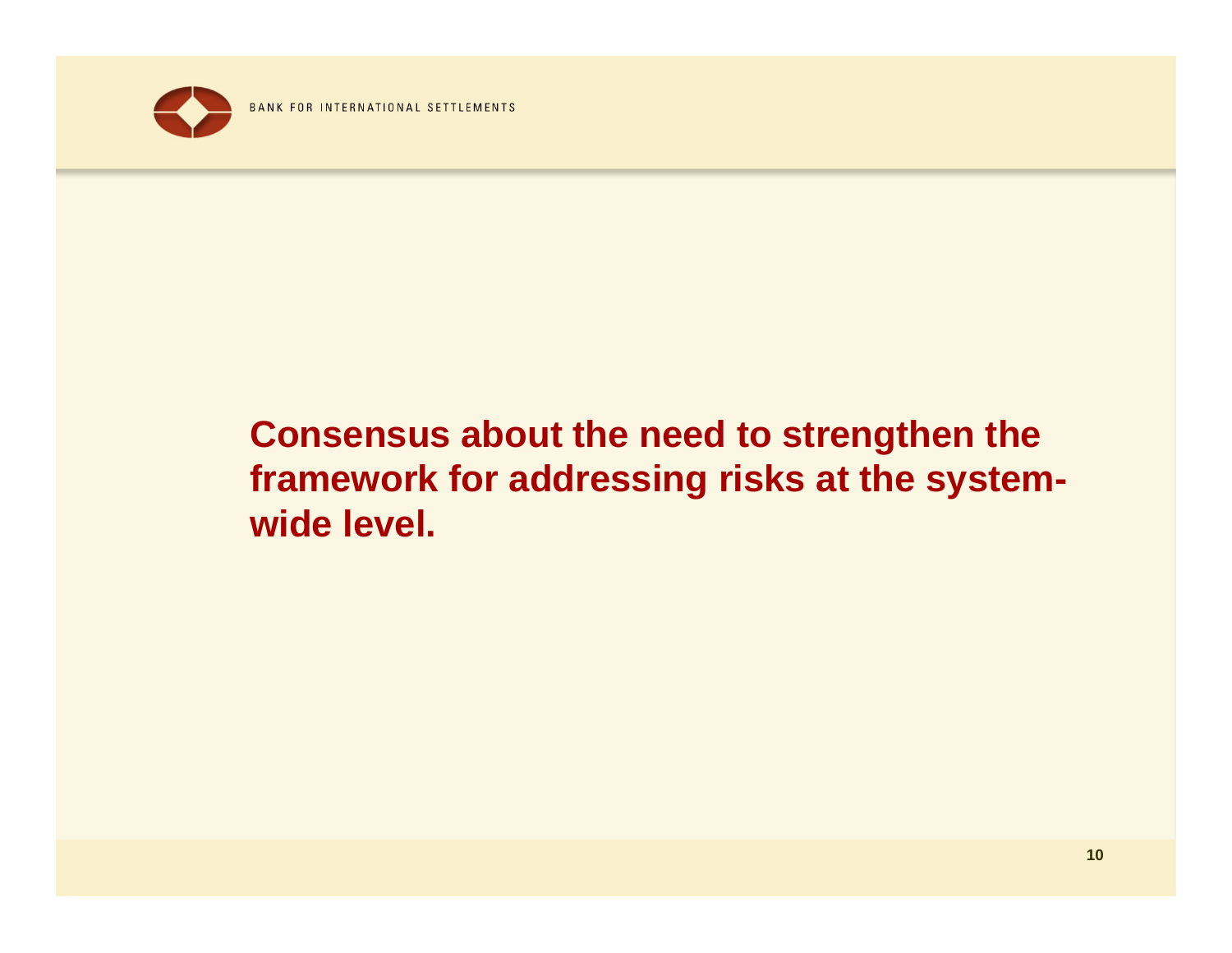**Consensus about the need to strengthen the framework for addressing risks at the system-wide level.**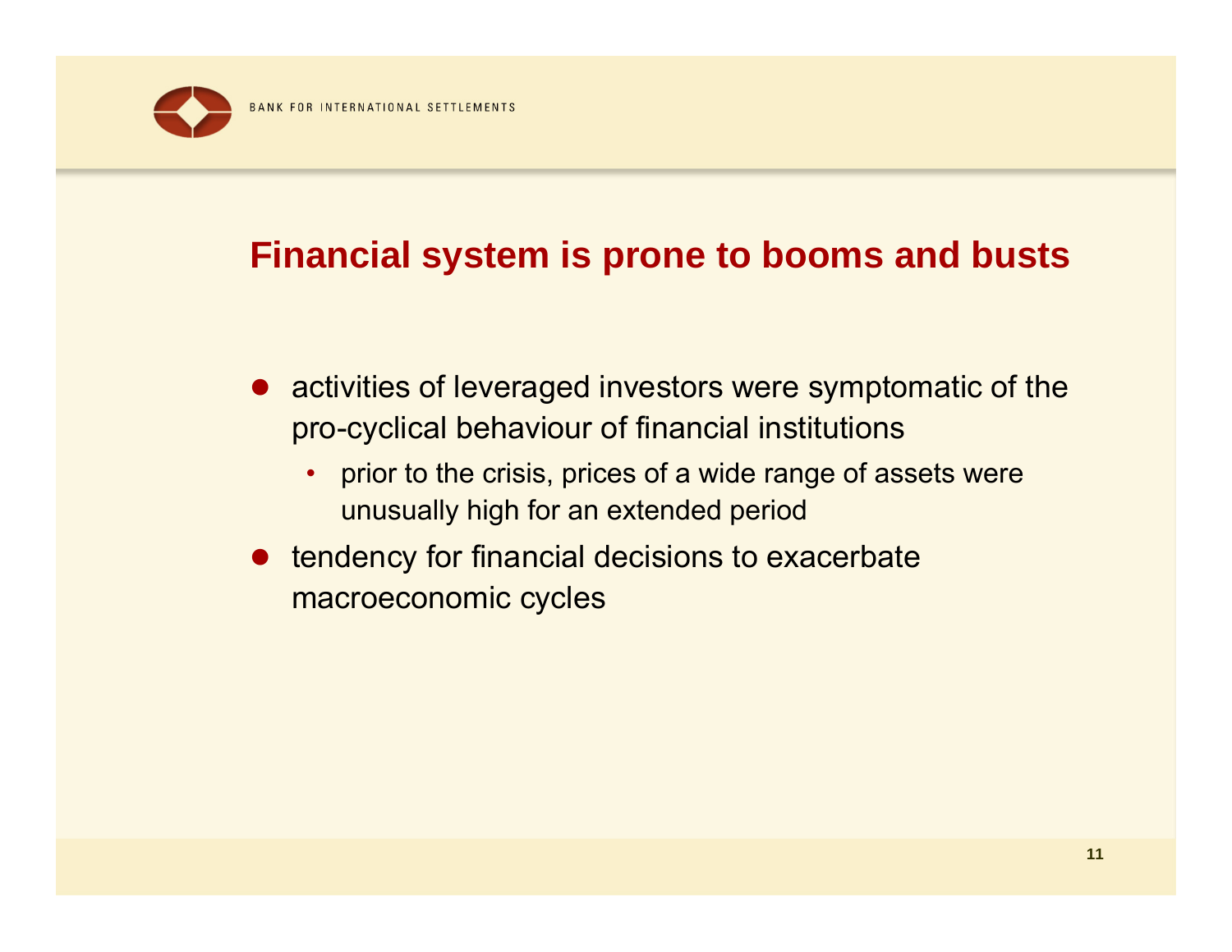## Financial system is prone to booms and busts

- activities of leveraged investors were symptomatic of the pro-cyclical behaviour of financial institutions
  - prior to the crisis, prices of a wide range of assets were unusually high for an extended period
- tendency for financial decisions to exacerbate macroeconomic cycles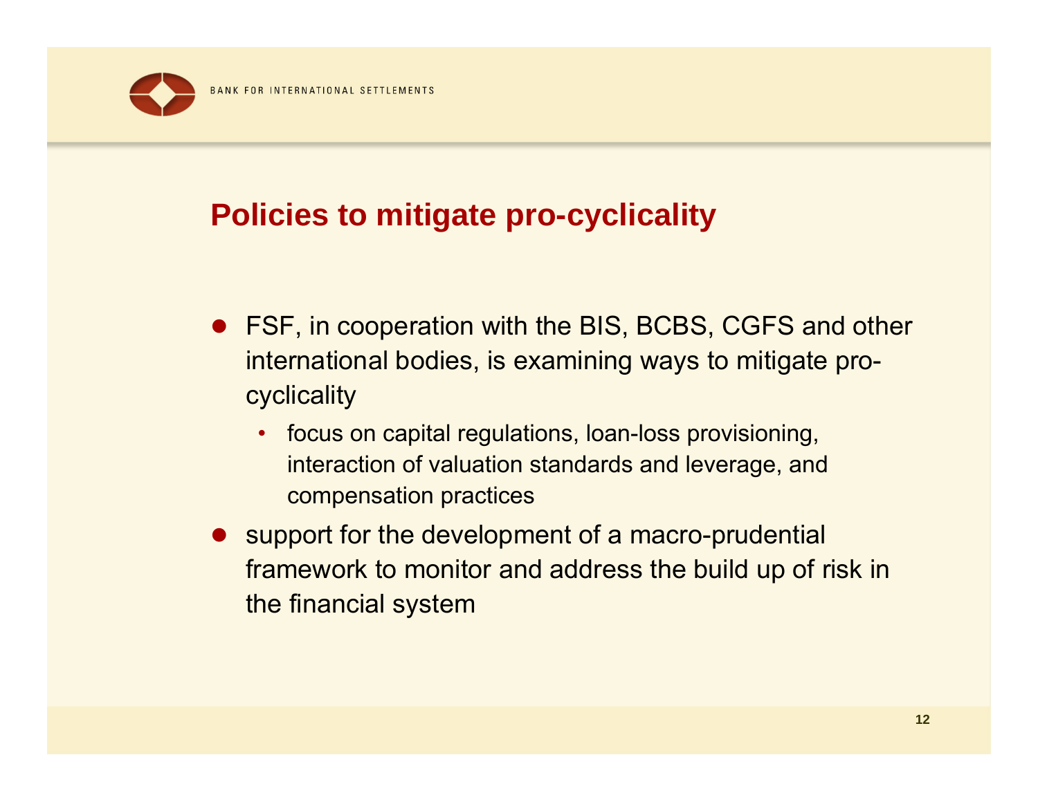## Policies to mitigate pro-cyclicality

- FSF, in cooperation with the BIS, BCBS, CGFS and other international bodies, is examining ways to mitigate pro-cyclicality
  - focus on capital regulations, loan-loss provisioning, interaction of valuation standards and leverage, and compensation practices
- support for the development of a macro-prudential framework to monitor and address the build up of risk in the financial system